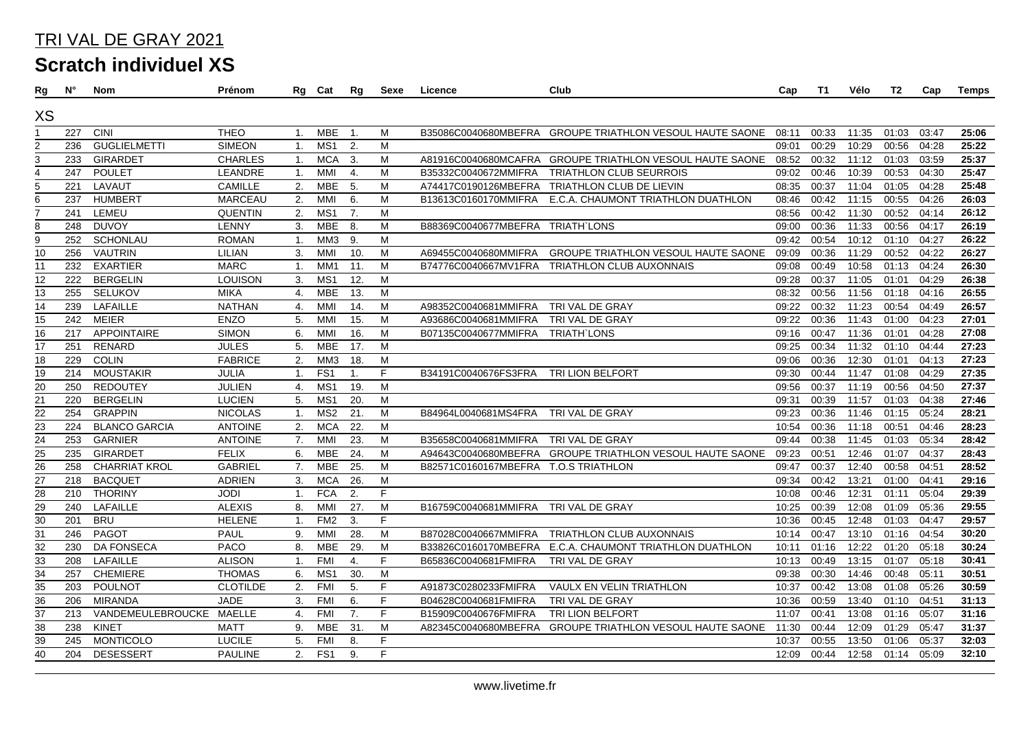# TRI VAL DE GRAY 2021

## Scratch individuel XS

| Rg | N° | Nom | Prénom | Rg | Cat | Rg | Sexe | Licence | Club | Cap | T1 | Vélo | T2 | Cap | Temps |
|---|---|---|---|---|---|---|---|---|---|---|---|---|---|---|---|
| **XS** | | | | | | | | | | | | | | | |
| 1 | 227 | CINI | THEO | 1. | MBE | 1. | M | B35086C0040680MBEFRA | GROUPE TRIATHLON VESOUL HAUTE SAONE | 08:11 | 00:33 | 11:35 | 01:03 | 03:47 | **25:06** |
| 2 | 236 | GUGLIELMETTI | SIMEON | 1. | MS1 | 2. | M | | | 09:01 | 00:29 | 10:29 | 00:56 | 04:28 | **25:22** |
| 3 | 233 | GIRARDET | CHARLES | 1. | MCA | 3. | M | A81916C0040680MCAFRA | GROUPE TRIATHLON VESOUL HAUTE SAONE | 08:52 | 00:32 | 11:12 | 01:03 | 03:59 | **25:37** |
| 4 | 247 | POULET | LEANDRE | 1. | MMI | 4. | M | B35332C0040672MMIFRA | TRIATHLON CLUB SEURROIS | 09:02 | 00:46 | 10:39 | 00:53 | 04:30 | **25:47** |
| 5 | 221 | LAVAUT | CAMILLE | 2. | MBE | 5. | M | A74417C0190126MBEFRA | TRIATHLON CLUB DE LIEVIN | 08:35 | 00:37 | 11:04 | 01:05 | 04:28 | **25:48** |
| 6 | 237 | HUMBERT | MARCEAU | 2. | MMI | 6. | M | B13613C0160170MMIFRA | E.C.A. CHAUMONT TRIATHLON DUATHLON | 08:46 | 00:42 | 11:15 | 00:55 | 04:26 | **26:03** |
| 7 | 241 | LEMEU | QUENTIN | 2. | MS1 | 7. | M | | | 08:56 | 00:42 | 11:30 | 00:52 | 04:14 | **26:12** |
| 8 | 248 | DUVOY | LENNY | 3. | MBE | 8. | M | B88369C0040677MBEFRA | TRIATH`LONS | 09:00 | 00:36 | 11:33 | 00:56 | 04:17 | **26:19** |
| 9 | 252 | SCHONLAU | ROMAN | 1. | MM3 | 9. | M | | | 09:42 | 00:54 | 10:12 | 01:10 | 04:27 | **26:22** |
| 10 | 256 | VAUTRIN | LILIAN | 3. | MMI | 10. | M | A69455C0040680MMIFRA | GROUPE TRIATHLON VESOUL HAUTE SAONE | 09:09 | 00:36 | 11:29 | 00:52 | 04:22 | **26:27** |
| 11 | 232 | EXARTIER | MARC | 1. | MM1 | 11. | M | B74776C0040667MV1FRA | TRIATHLON CLUB AUXONNAIS | 09:08 | 00:49 | 10:58 | 01:13 | 04:24 | **26:30** |
| 12 | 222 | BERGELIN | LOUISON | 3. | MS1 | 12. | M | | | 09:28 | 00:37 | 11:05 | 01:01 | 04:29 | **26:38** |
| 13 | 255 | SELUKOV | MIKA | 4. | MBE | 13. | M | | | 08:32 | 00:56 | 11:56 | 01:18 | 04:16 | **26:55** |
| 14 | 239 | LAFAILLE | NATHAN | 4. | MMI | 14. | M | A98352C0040681MMIFRA | TRI VAL DE GRAY | 09:22 | 00:32 | 11:23 | 00:54 | 04:49 | **26:57** |
| 15 | 242 | MEIER | ENZO | 5. | MMI | 15. | M | A93686C0040681MMIFRA | TRI VAL DE GRAY | 09:22 | 00:36 | 11:43 | 01:00 | 04:23 | **27:01** |
| 16 | 217 | APPOINTAIRE | SIMON | 6. | MMI | 16. | M | B07135C0040677MMIFRA | TRIATH`LONS | 09:16 | 00:47 | 11:36 | 01:01 | 04:28 | **27:08** |
| 17 | 251 | RENARD | JULES | 5. | MBE | 17. | M | | | 09:25 | 00:34 | 11:32 | 01:10 | 04:44 | **27:23** |
| 18 | 229 | COLIN | FABRICE | 2. | MM3 | 18. | M | | | 09:06 | 00:36 | 12:30 | 01:01 | 04:13 | **27:23** |
| 19 | 214 | MOUSTAKIR | JULIA | 1. | FS1 | 1. | F | B34191C0040676FS3FRA | TRI LION BELFORT | 09:30 | 00:44 | 11:47 | 01:08 | 04:29 | **27:35** |
| 20 | 250 | REDOUTEY | JULIEN | 4. | MS1 | 19. | M | | | 09:56 | 00:37 | 11:19 | 00:56 | 04:50 | **27:37** |
| 21 | 220 | BERGELIN | LUCIEN | 5. | MS1 | 20. | M | | | 09:31 | 00:39 | 11:57 | 01:03 | 04:38 | **27:46** |
| 22 | 254 | GRAPPIN | NICOLAS | 1. | MS2 | 21. | M | B84964L0040681MS4FRA | TRI VAL DE GRAY | 09:23 | 00:36 | 11:46 | 01:15 | 05:24 | **28:21** |
| 23 | 224 | BLANCO GARCIA | ANTOINE | 2. | MCA | 22. | M | | | 10:54 | 00:36 | 11:18 | 00:51 | 04:46 | **28:23** |
| 24 | 253 | GARNIER | ANTOINE | 7. | MMI | 23. | M | B35658C0040681MMIFRA | TRI VAL DE GRAY | 09:44 | 00:38 | 11:45 | 01:03 | 05:34 | **28:42** |
| 25 | 235 | GIRARDET | FELIX | 6. | MBE | 24. | M | A94643C0040680MBEFRA | GROUPE TRIATHLON VESOUL HAUTE SAONE | 09:23 | 00:51 | 12:46 | 01:07 | 04:37 | **28:43** |
| 26 | 258 | CHARRIAT KROL | GABRIEL | 7. | MBE | 25. | M | B82571C0160167MBEFRA | T.O.S TRIATHLON | 09:47 | 00:37 | 12:40 | 00:58 | 04:51 | **28:52** |
| 27 | 218 | BACQUET | ADRIEN | 3. | MCA | 26. | M | | | 09:34 | 00:42 | 13:21 | 01:00 | 04:41 | **29:16** |
| 28 | 210 | THORINY | JODI | 1. | FCA | 2. | F | | | 10:08 | 00:46 | 12:31 | 01:11 | 05:04 | **29:39** |
| 29 | 240 | LAFAILLE | ALEXIS | 8. | MMI | 27. | M | B16759C0040681MMIFRA | TRI VAL DE GRAY | 10:25 | 00:39 | 12:08 | 01:09 | 05:36 | **29:55** |
| 30 | 201 | BRU | HELENE | 1. | FM2 | 3. | F | | | 10:36 | 00:45 | 12:48 | 01:03 | 04:47 | **29:57** |
| 31 | 246 | PAGOT | PAUL | 9. | MMI | 28. | M | B87028C0040667MMIFRA | TRIATHLON CLUB AUXONNAIS | 10:14 | 00:47 | 13:10 | 01:16 | 04:54 | **30:20** |
| 32 | 230 | DA FONSECA | PACO | 8. | MBE | 29. | M | B33826C0160170MBEFRA | E.C.A. CHAUMONT TRIATHLON DUATHLON | 10:11 | 01:16 | 12:22 | 01:20 | 05:18 | **30:24** |
| 33 | 208 | LAFAILLE | ALISON | 1. | FMI | 4. | F | B65836C0040681FMIFRA | TRI VAL DE GRAY | 10:13 | 00:49 | 13:15 | 01:07 | 05:18 | **30:41** |
| 34 | 257 | CHEMIERE | THOMAS | 6. | MS1 | 30. | M | | | 09:38 | 00:30 | 14:46 | 00:48 | 05:11 | **30:51** |
| 35 | 203 | POULNOT | CLOTILDE | 2. | FMI | 5. | F | A91873C0280233FMIFRA | VAULX EN VELIN TRIATHLON | 10:37 | 00:42 | 13:08 | 01:08 | 05:26 | **30:59** |
| 36 | 206 | MIRANDA | JADE | 3. | FMI | 6. | F | B04628C0040681FMIFRA | TRI VAL DE GRAY | 10:36 | 00:59 | 13:40 | 01:10 | 04:51 | **31:13** |
| 37 | 213 | VANDEMEULEBROUCKE | MAELLE | 4. | FMI | 7. | F | B15909C0040676FMIFRA | TRI LION BELFORT | 11:07 | 00:41 | 13:08 | 01:16 | 05:07 | **31:16** |
| 38 | 238 | KINET | MATT | 9. | MBE | 31. | M | A82345C0040680MBEFRA | GROUPE TRIATHLON VESOUL HAUTE SAONE | 11:30 | 00:44 | 12:09 | 01:29 | 05:47 | **31:37** |
| 39 | 245 | MONTICOLO | LUCILE | 5. | FMI | 8. | F | | | 10:37 | 00:55 | 13:50 | 01:06 | 05:37 | **32:03** |
| 40 | 204 | DESESSERT | PAULINE | 2. | FS1 | 9. | F | | | 12:09 | 00:44 | 12:58 | 01:14 | 05:09 | **32:10** |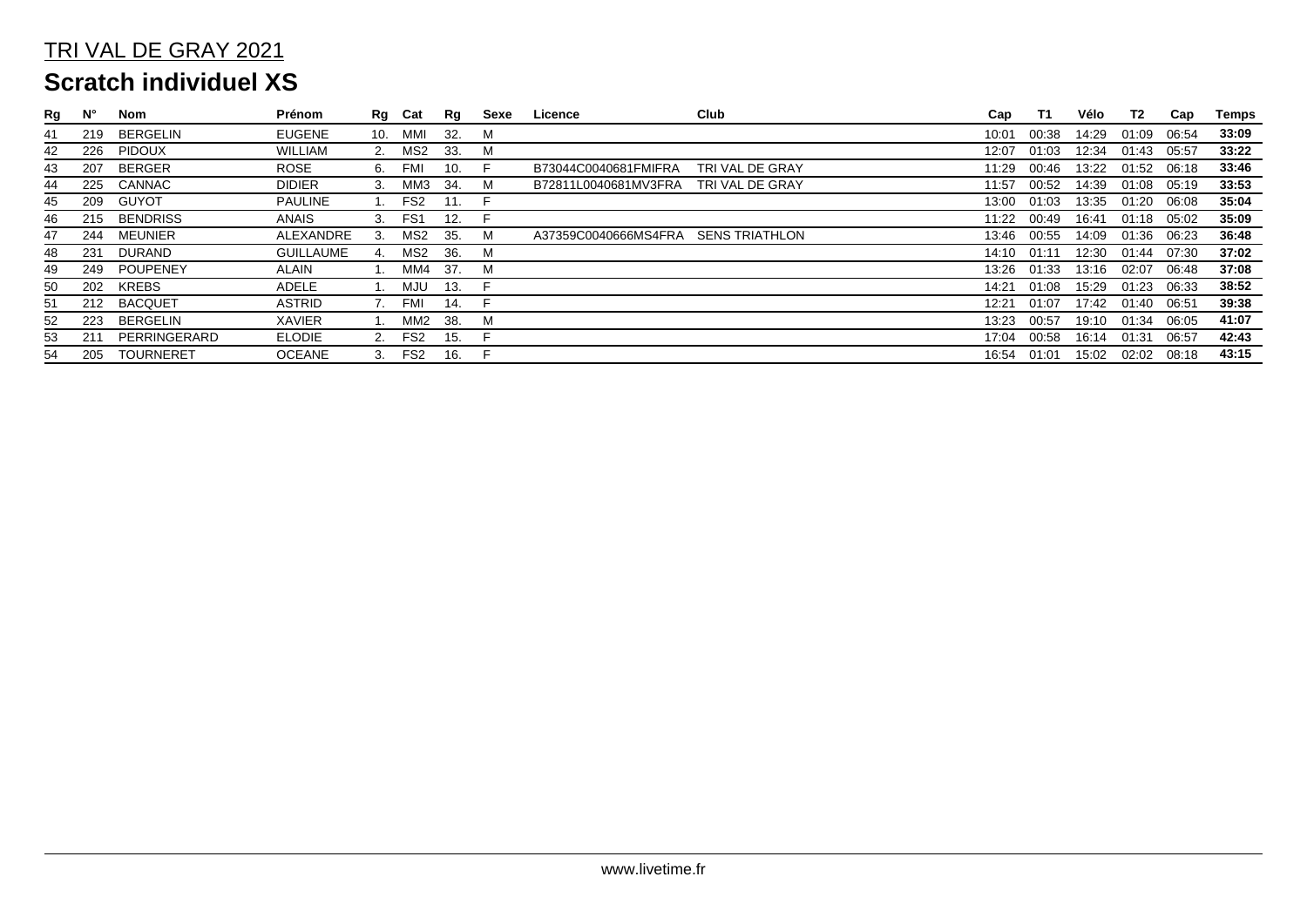# TRI VAL DE GRAY 2021

## Scratch individuel XS

| Rg | N° | Nom | Prénom | Rg | Cat | Rg | Sexe | Licence | Club | Cap | T1 | Vélo | T2 | Cap | Temps |
|---|---|---|---|---|---|---|---|---|---|---|---|---|---|---|---|
| 41 | 219 | BERGELIN | EUGENE | 10. | MMI | 32. | M | | | 10:01 | 00:38 | 14:29 | 01:09 | 06:54 | **33:09** |
| 42 | 226 | PIDOUX | WILLIAM | 2. | MS2 | 33. | M | | | 12:07 | 01:03 | 12:34 | 01:43 | 05:57 | **33:22** |
| 43 | 207 | BERGER | ROSE | 6. | FMI | 10. | F | B73044C0040681FMIFRA | TRI VAL DE GRAY | 11:29 | 00:46 | 13:22 | 01:52 | 06:18 | **33:46** |
| 44 | 225 | CANNAC | DIDIER | 3. | MM3 | 34. | M | B72811L0040681MV3FRA | TRI VAL DE GRAY | 11:57 | 00:52 | 14:39 | 01:08 | 05:19 | **33:53** |
| 45 | 209 | GUYOT | PAULINE | 1. | FS2 | 11. | F | | | 13:00 | 01:03 | 13:35 | 01:20 | 06:08 | **35:04** |
| 46 | 215 | BENDRISS | ANAIS | 3. | FS1 | 12. | F | | | 11:22 | 00:49 | 16:41 | 01:18 | 05:02 | **35:09** |
| 47 | 244 | MEUNIER | ALEXANDRE | 3. | MS2 | 35. | M | A37359C0040666MS4FRA | SENS TRIATHLON | 13:46 | 00:55 | 14:09 | 01:36 | 06:23 | **36:48** |
| 48 | 231 | DURAND | GUILLAUME | 4. | MS2 | 36. | M | | | 14:10 | 01:11 | 12:30 | 01:44 | 07:30 | **37:02** |
| 49 | 249 | POUPENEY | ALAIN | 1. | MM4 | 37. | M | | | 13:26 | 01:33 | 13:16 | 02:07 | 06:48 | **37:08** |
| 50 | 202 | KREBS | ADELE | 1. | MJU | 13. | F | | | 14:21 | 01:08 | 15:29 | 01:23 | 06:33 | **38:52** |
| 51 | 212 | BACQUET | ASTRID | 7. | FMI | 14. | F | | | 12:21 | 01:07 | 17:42 | 01:40 | 06:51 | **39:38** |
| 52 | 223 | BERGELIN | XAVIER | 1. | MM2 | 38. | M | | | 13:23 | 00:57 | 19:10 | 01:34 | 06:05 | **41:07** |
| 53 | 211 | PERRINGERARD | ELODIE | 2. | FS2 | 15. | F | | | 17:04 | 00:58 | 16:14 | 01:31 | 06:57 | **42:43** |
| 54 | 205 | TOURNERET | OCEANE | 3. | FS2 | 16. | F | | | 16:54 | 01:01 | 15:02 | 02:02 | 08:18 | **43:15** |

www.livetime.fr